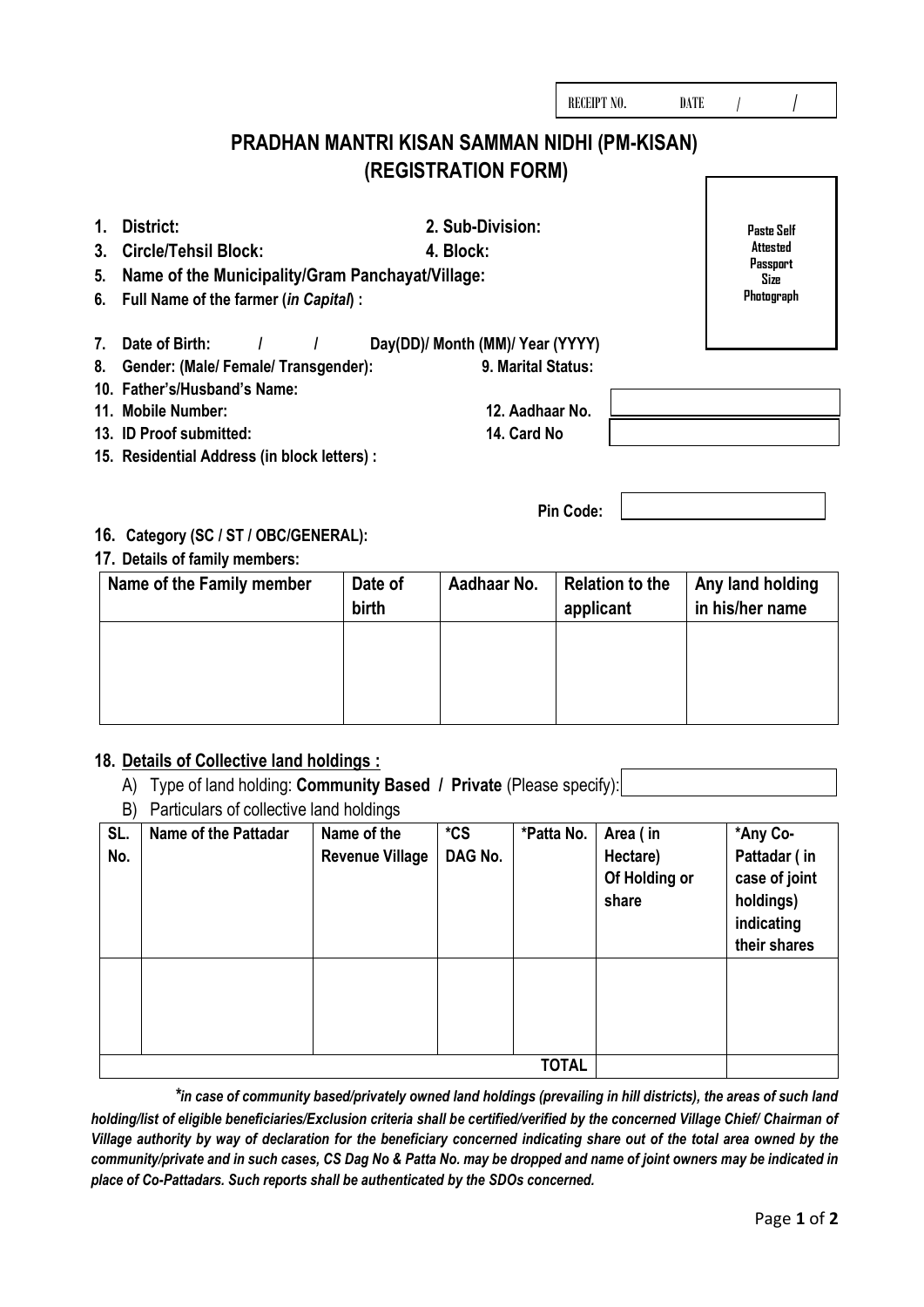RECEIPT NO. DATE / /

# PRADHAN MANTRI KISAN SAMMAN NIDHI (PM-KISAN)
## (REGISTRATION FORM)

Paste Self Attested Passport Size Photograph

1. **District:** 2. **Sub-Division:**
3. **Circle/Tehsil Block:** 4. **Block:**
5. **Name of the Municipality/Gram Panchayat/Village:**
6. **Full Name of the farmer (*in Capital*) :**
7. **Date of Birth: / / Day(DD)/ Month (MM)/ Year (YYYY)**
8. **Gender: (Male/ Female/ Transgender):** 9. **Marital Status:**
10. **Father's/Husband's Name:**
11. **Mobile Number:** 12. **Aadhaar No.**
13. **ID Proof submitted:** 14. **Card No**
15. **Residential Address (in block letters) :**

**Pin Code:**

16. **Category (SC / ST / OBC/GENERAL):**
17. **Details of family members:**

| Name of the Family member | Date of birth | Aadhaar No. | Relation to the applicant | Any land holding in his/her name |
|---|---|---|---|---|
| | | | | |

18. **Details of Collective land holdings :**

A) Type of land holding: **Community Based / Private** (Please specify):

B) Particulars of collective land holdings

| SL. No. | Name of the Pattadar | Name of the Revenue Village | *CS DAG No. | *Patta No. | Area ( in Hectare) Of Holding or share | *Any Co-Pattadar ( in case of joint holdings) indicating their shares |
|---|---|---|---|---|---|---|
| | | | | | | |
| | | | | **TOTAL** | | |

****in case of community based/privately owned land holdings (prevailing in hill districts), the areas of such land holding/list of eligible beneficiaries/Exclusion criteria shall be certified/verified by the concerned Village Chief/ Chairman of Village authority by way of declaration for the beneficiary concerned indicating share out of the total area owned by the community/private and in such cases, CS Dag No & Patta No. may be dropped and name of joint owners may be indicated in place of Co-Pattadars. Such reports shall be authenticated by the SDOs concerned.***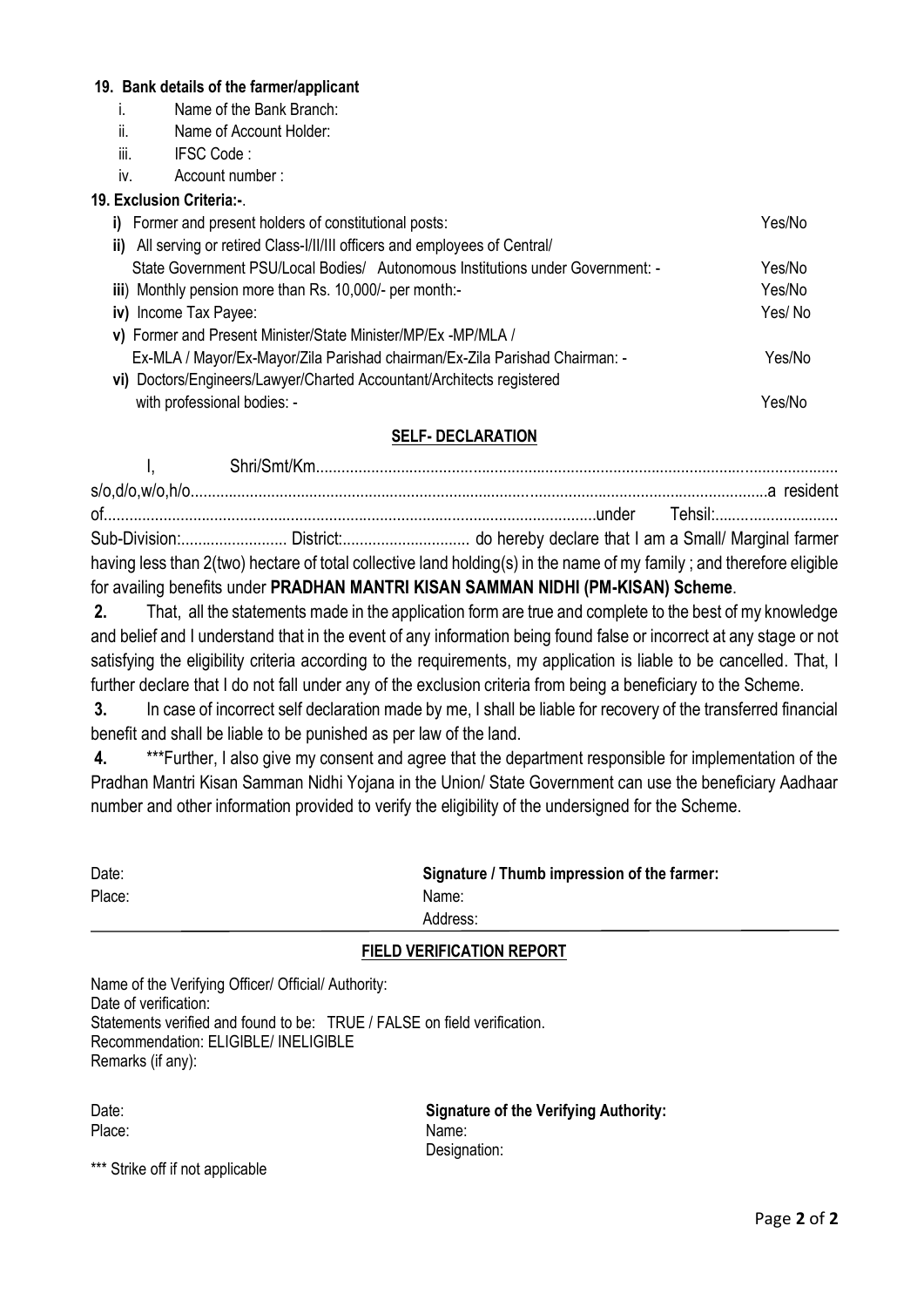**19. Bank details of the farmer/applicant**

i. Name of the Bank Branch:

ii. Name of Account Holder:

iii. IFSC Code :

iv. Account number :

**19. Exclusion Criteria:-**.

| | | |
|---|---|---|
| **i)** | Former and present holders of constitutional posts: | Yes/No |
| **ii)** | All serving or retired Class-I/II/III officers and employees of Central/ State Government PSU/Local Bodies/ Autonomous Institutions under Government: - | Yes/No |
| **iii)** | Monthly pension more than Rs. 10,000/- per month:- | Yes/No |
| **iv)** | Income Tax Payee: | Yes/ No |
| **v)** | Former and Present Minister/State Minister/MP/Ex -MP/MLA / Ex-MLA / Mayor/Ex-Mayor/Zila Parishad chairman/Ex-Zila Parishad Chairman: - | Yes/No |
| **vi)** | Doctors/Engineers/Lawyer/Charted Accountant/Architects registered with professional bodies: - | Yes/No |

## SELF- DECLARATION

I, Shri/Smt/Km.............................................................................................................................. s/o,d/o,w/o,h/o.........................................................................................................................a resident of....................................................................................................................under Tehsil:............................ Sub-Division:......................... District:.............................. do hereby declare that I am a Small/ Marginal farmer having less than 2(two) hectare of total collective land holding(s) in the name of my family ; and therefore eligible for availing benefits under **PRADHAN MANTRI KISAN SAMMAN NIDHI (PM-KISAN) Scheme**.

**2.** That, all the statements made in the application form are true and complete to the best of my knowledge and belief and I understand that in the event of any information being found false or incorrect at any stage or not satisfying the eligibility criteria according to the requirements, my application is liable to be cancelled. That, I further declare that I do not fall under any of the exclusion criteria from being a beneficiary to the Scheme.

**3.** In case of incorrect self declaration made by me, I shall be liable for recovery of the transferred financial benefit and shall be liable to be punished as per law of the land.

**4.** ***Further, I also give my consent and agree that the department responsible for implementation of the Pradhan Mantri Kisan Samman Nidhi Yojana in the Union/ State Government can use the beneficiary Aadhaar number and other information provided to verify the eligibility of the undersigned for the Scheme.

Date:

Place:

**Signature / Thumb impression of the farmer:**

Name:

Address:

## FIELD VERIFICATION REPORT

Name of the Verifying Officer/ Official/ Authority:

Date of verification:

Statements verified and found to be: TRUE / FALSE on field verification.

Recommendation: ELIGIBLE/ INELIGIBLE

Remarks (if any):

Date:

Place:

**Signature of the Verifying Authority:**

Name:

Designation:

*** Strike off if not applicable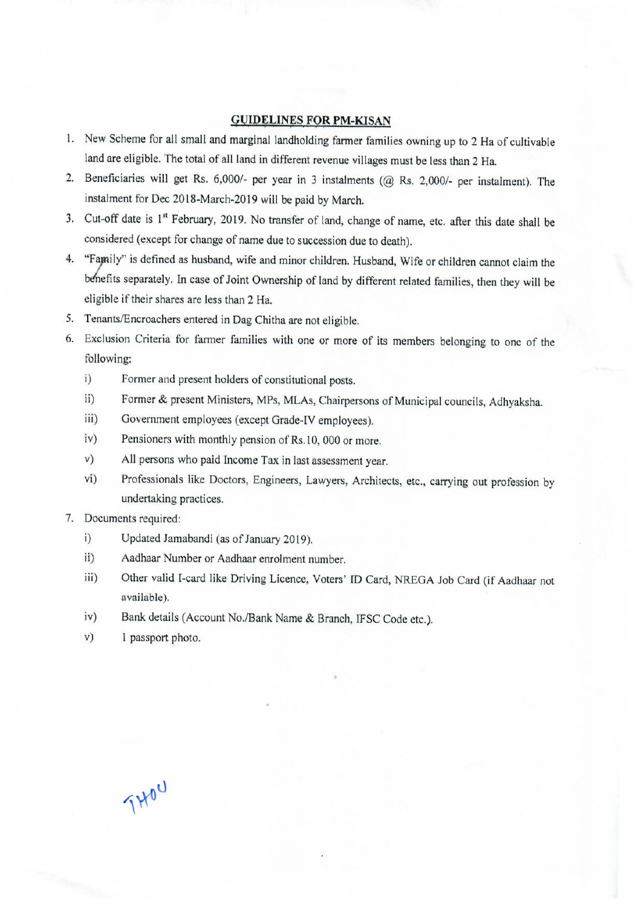## GUIDELINES FOR PM-KISAN

1. New Scheme for all small and marginal landholding farmer families owning up to 2 Ha of cultivable land are eligible. The total of all land in different revenue villages must be less than 2 Ha.
2. Beneficiaries will get Rs. 6,000/- per year in 3 instalments (@ Rs. 2,000/- per instalment). The instalment for Dec 2018-March-2019 will be paid by March.
3. Cut-off date is 1st February, 2019. No transfer of land, change of name, etc. after this date shall be considered (except for change of name due to succession due to death).
4. "Family" is defined as husband, wife and minor children. Husband, Wife or children cannot claim the benefits separately. In case of Joint Ownership of land by different related families, then they will be eligible if their shares are less than 2 Ha.
5. Tenants/Encroachers entered in Dag Chitha are not eligible.
6. Exclusion Criteria for farmer families with one or more of its members belonging to one of the following:
   - i) Former and present holders of constitutional posts.
   - ii) Former & present Ministers, MPs, MLAs, Chairpersons of Municipal councils, Adhyaksha.
   - iii) Government employees (except Grade-IV employees).
   - iv) Pensioners with monthly pension of Rs.10, 000 or more.
   - v) All persons who paid Income Tax in last assessment year.
   - vi) Professionals like Doctors, Engineers, Lawyers, Architects, etc., carrying out profession by undertaking practices.
7. Documents required:
   - i) Updated Jamabandi (as of January 2019).
   - ii) Aadhaar Number or Aadhaar enrolment number.
   - iii) Other valid I-card like Driving Licence, Voters' ID Card, NREGA Job Card (if Aadhaar not available).
   - iv) Bank details (Account No./Bank Name & Branch, IFSC Code etc.).
   - v) 1 passport photo.

THOU